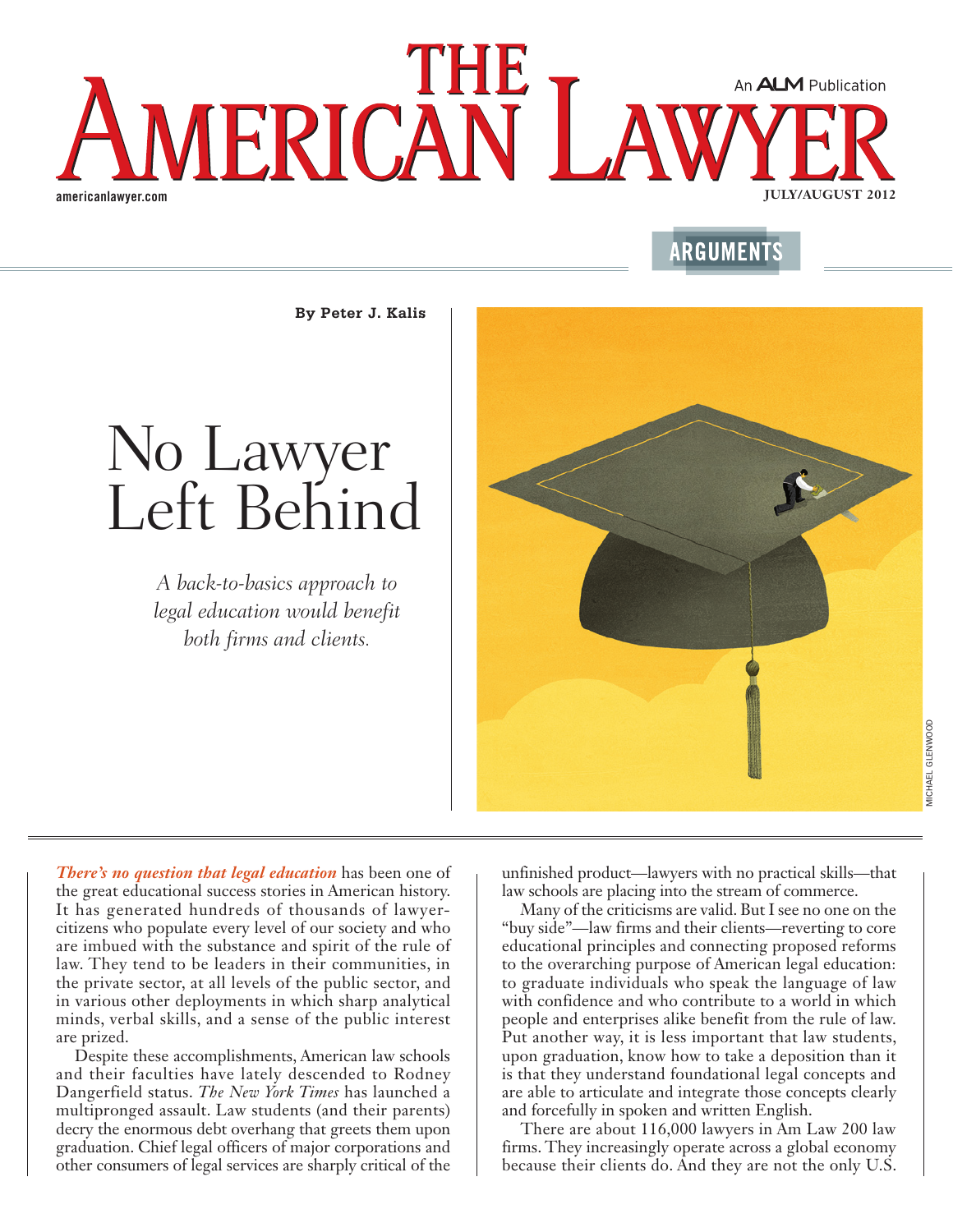# The American Lawyer

An ALM Publication

americanlawyer.com

JULY/AUGUST 2012

ARGUMENTS

By Peter J. Kalis

# No Lawyer Left Behind

*A back-to-basics approach to legal education would benefit both firms and clients.*

MICHAEL GLENWOOD

***There's no question that legal education*** has been one of the great educational success stories in American history. It has generated hundreds of thousands of lawyer-citizens who populate every level of our society and who are imbued with the substance and spirit of the rule of law. They tend to be leaders in their communities, in the private sector, at all levels of the public sector, and in various other deployments in which sharp analytical minds, verbal skills, and a sense of the public interest are prized.

Despite these accomplishments, American law schools and their faculties have lately descended to Rodney Dangerfield status. *The New York Times* has launched a multipronged assault. Law students (and their parents) decry the enormous debt overhang that greets them upon graduation. Chief legal officers of major corporations and other consumers of legal services are sharply critical of the unfinished product—lawyers with no practical skills—that law schools are placing into the stream of commerce.

Many of the criticisms are valid. But I see no one on the "buy side"—law firms and their clients—reverting to core educational principles and connecting proposed reforms to the overarching purpose of American legal education: to graduate individuals who speak the language of law with confidence and who contribute to a world in which people and enterprises alike benefit from the rule of law. Put another way, it is less important that law students, upon graduation, know how to take a deposition than it is that they understand foundational legal concepts and are able to articulate and integrate those concepts clearly and forcefully in spoken and written English.

There are about 116,000 lawyers in Am Law 200 law firms. They increasingly operate across a global economy because their clients do. And they are not the only U.S.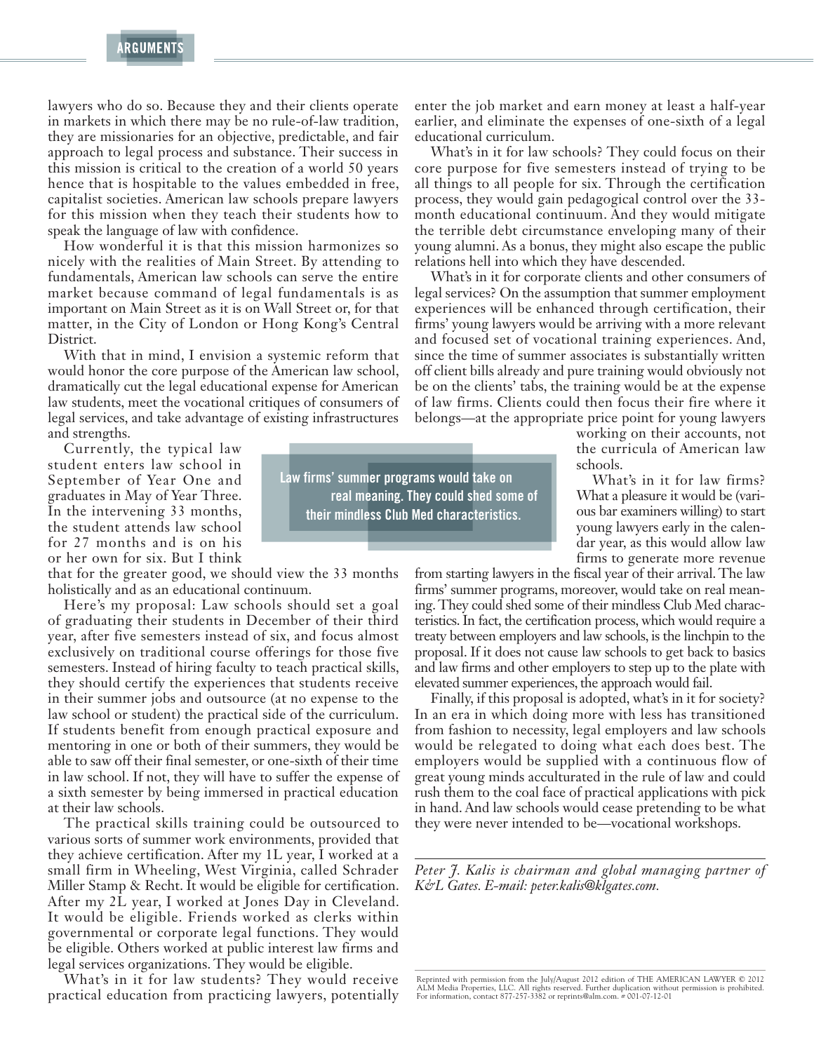lawyers who do so. Because they and their clients operate in markets in which there may be no rule-of-law tradition, they are missionaries for an objective, predictable, and fair approach to legal process and substance. Their success in this mission is critical to the creation of a world 50 years hence that is hospitable to the values embedded in free, capitalist societies. American law schools prepare lawyers for this mission when they teach their students how to speak the language of law with confidence.

How wonderful it is that this mission harmonizes so nicely with the realities of Main Street. By attending to fundamentals, American law schools can serve the entire market because command of legal fundamentals is as important on Main Street as it is on Wall Street or, for that matter, in the City of London or Hong Kong's Central District.

With that in mind, I envision a systemic reform that would honor the core purpose of the American law school, dramatically cut the legal educational expense for American law students, meet the vocational critiques of consumers of legal services, and take advantage of existing infrastructures and strengths.

Currently, the typical law student enters law school in September of Year One and graduates in May of Year Three. In the intervening 33 months, the student attends law school for 27 months and is on his or her own for six. But I think that for the greater good, we should view the 33 months holistically and as an educational continuum.

Here's my proposal: Law schools should set a goal of graduating their students in December of their third year, after five semesters instead of six, and focus almost exclusively on traditional course offerings for those five semesters. Instead of hiring faculty to teach practical skills, they should certify the experiences that students receive in their summer jobs and outsource (at no expense to the law school or student) the practical side of the curriculum. If students benefit from enough practical exposure and mentoring in one or both of their summers, they would be able to saw off their final semester, or one-sixth of their time in law school. If not, they will have to suffer the expense of a sixth semester by being immersed in practical education at their law schools.

The practical skills training could be outsourced to various sorts of summer work environments, provided that they achieve certification. After my 1L year, I worked at a small firm in Wheeling, West Virginia, called Schrader Miller Stamp & Recht. It would be eligible for certification. After my 2L year, I worked at Jones Day in Cleveland. It would be eligible. Friends worked as clerks within governmental or corporate legal functions. They would be eligible. Others worked at public interest law firms and legal services organizations. They would be eligible.

What's in it for law students? They would receive practical education from practicing lawyers, potentially enter the job market and earn money at least a half-year earlier, and eliminate the expenses of one-sixth of a legal educational curriculum.

What's in it for law schools? They could focus on their core purpose for five semesters instead of trying to be all things to all people for six. Through the certification process, they would gain pedagogical control over the 33-month educational continuum. And they would mitigate the terrible debt circumstance enveloping many of their young alumni. As a bonus, they might also escape the public relations hell into which they have descended.

What's in it for corporate clients and other consumers of legal services? On the assumption that summer employment experiences will be enhanced through certification, their firms' young lawyers would be arriving with a more relevant and focused set of vocational training experiences. And, since the time of summer associates is substantially written off client bills already and pure training would obviously not be on the clients' tabs, the training would be at the expense of law firms. Clients could then focus their fire where it belongs—at the appropriate price point for young lawyers working on their accounts, not the curricula of American law schools.

> **Law firms' summer programs would take on real meaning. They could shed some of their mindless Club Med characteristics.**

What's in it for law firms? What a pleasure it would be (various bar examiners willing) to start young lawyers early in the calendar year, as this would allow law firms to generate more revenue from starting lawyers in the fiscal year of their arrival. The law firms' summer programs, moreover, would take on real meaning. They could shed some of their mindless Club Med characteristics. In fact, the certification process, which would require a treaty between employers and law schools, is the linchpin to the proposal. If it does not cause law schools to get back to basics and law firms and other employers to step up to the plate with elevated summer experiences, the approach would fail.

Finally, if this proposal is adopted, what's in it for society? In an era in which doing more with less has transitioned from fashion to necessity, legal employers and law schools would be relegated to doing what each does best. The employers would be supplied with a continuous flow of great young minds acculturated in the rule of law and could rush them to the coal face of practical applications with pick in hand. And law schools would cease pretending to be what they were never intended to be—vocational workshops.

---

*Peter J. Kalis is chairman and global managing partner of K&L Gates. E-mail: peter.kalis@klgates.com.*

Reprinted with permission from the July/August 2012 edition of THE AMERICAN LAWYER © 2012 ALM Media Properties, LLC. All rights reserved. Further duplication without permission is prohibited. For information, contact 877-257-3382 or reprints@alm.com. # 001-07-12-01